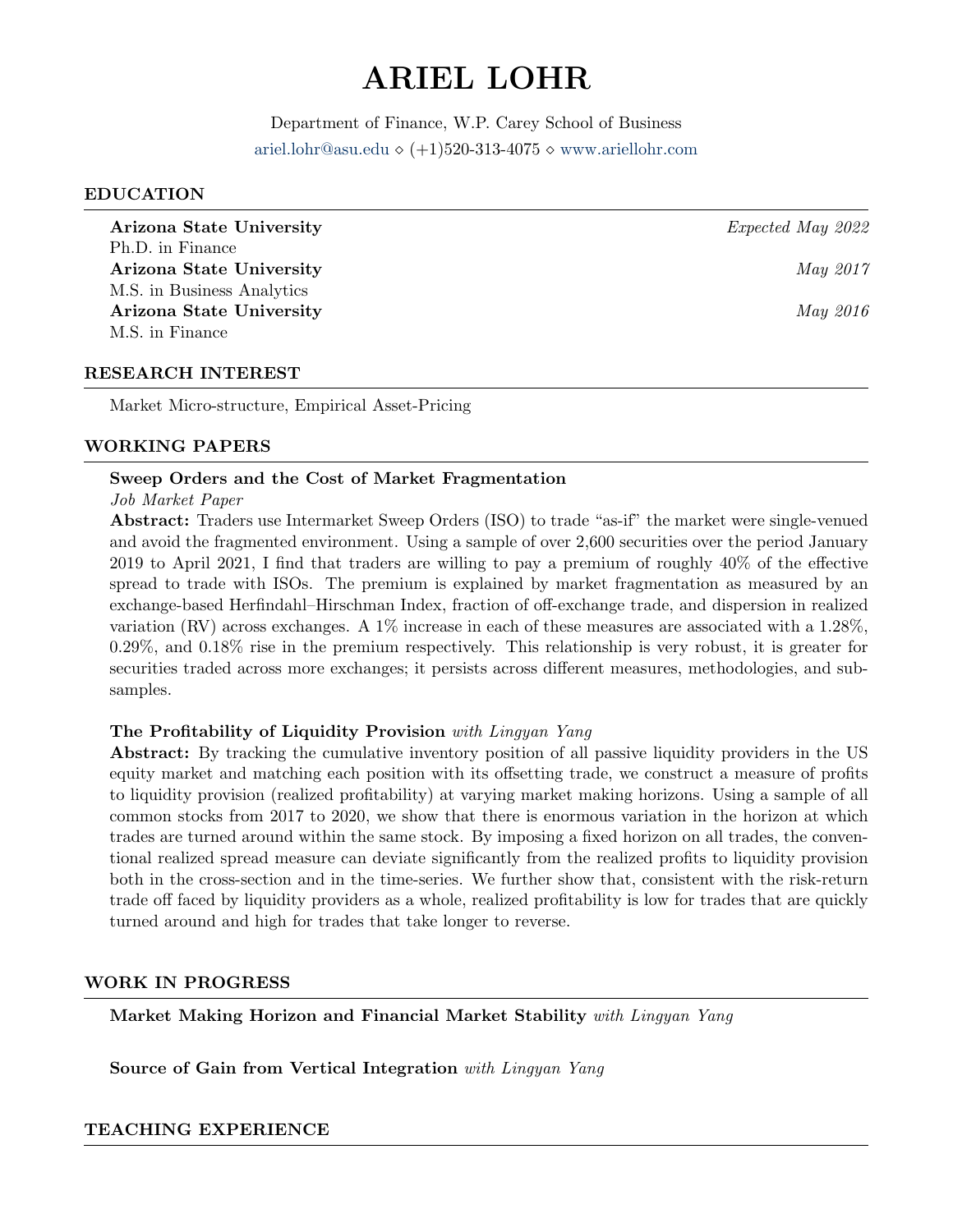# ARIEL LOHR

Department of Finance, W.P. Carey School of Business
ariel.lohr@asu.edu ⋄ (+1)520-313-4075 ⋄ www.ariellohr.com

## EDUCATION

**Arizona State University** *Expected May 2022*
Ph.D. in Finance

**Arizona State University** *May 2017*
M.S. in Business Analytics

**Arizona State University** *May 2016*
M.S. in Finance

## RESEARCH INTEREST

Market Micro-structure, Empirical Asset-Pricing

## WORKING PAPERS

**Sweep Orders and the Cost of Market Fragmentation**
*Job Market Paper*
**Abstract:** Traders use Intermarket Sweep Orders (ISO) to trade "as-if" the market were single-venued and avoid the fragmented environment. Using a sample of over 2,600 securities over the period January 2019 to April 2021, I find that traders are willing to pay a premium of roughly 40% of the effective spread to trade with ISOs. The premium is explained by market fragmentation as measured by an exchange-based Herfindahl–Hirschman Index, fraction of off-exchange trade, and dispersion in realized variation (RV) across exchanges. A 1% increase in each of these measures are associated with a 1.28%, 0.29%, and 0.18% rise in the premium respectively. This relationship is very robust, it is greater for securities traded across more exchanges; it persists across different measures, methodologies, and subsamples.

**The Profitability of Liquidity Provision** *with Lingyan Yang*
**Abstract:** By tracking the cumulative inventory position of all passive liquidity providers in the US equity market and matching each position with its offsetting trade, we construct a measure of profits to liquidity provision (realized profitability) at varying market making horizons. Using a sample of all common stocks from 2017 to 2020, we show that there is enormous variation in the horizon at which trades are turned around within the same stock. By imposing a fixed horizon on all trades, the conventional realized spread measure can deviate significantly from the realized profits to liquidity provision both in the cross-section and in the time-series. We further show that, consistent with the risk-return trade off faced by liquidity providers as a whole, realized profitability is low for trades that are quickly turned around and high for trades that take longer to reverse.

## WORK IN PROGRESS

**Market Making Horizon and Financial Market Stability** *with Lingyan Yang*

**Source of Gain from Vertical Integration** *with Lingyan Yang*

## TEACHING EXPERIENCE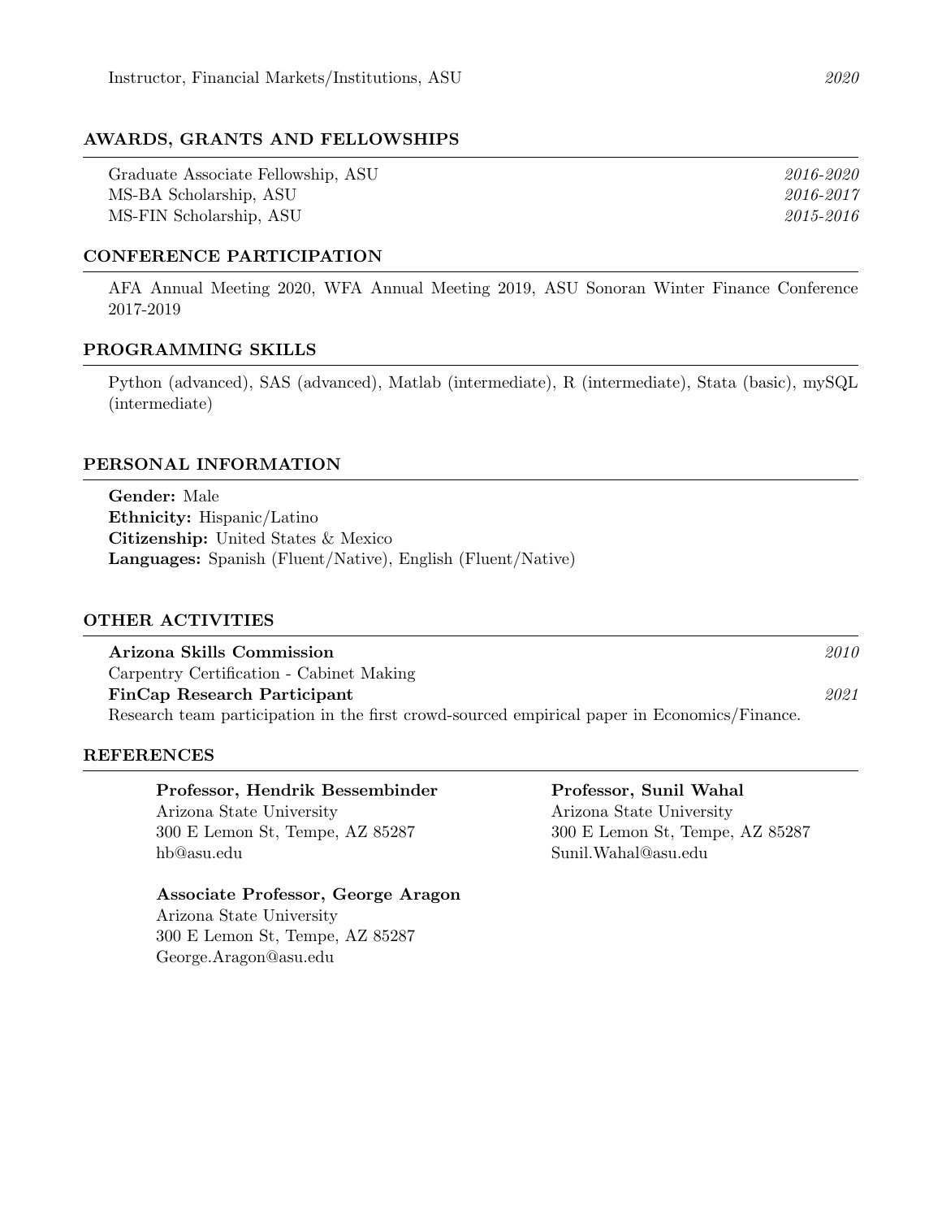Instructor, Financial Markets/Institutions, ASU *2020*

## AWARDS, GRANTS AND FELLOWSHIPS

Graduate Associate Fellowship, ASU *2016-2020*
MS-BA Scholarship, ASU *2016-2017*
MS-FIN Scholarship, ASU *2015-2016*

## CONFERENCE PARTICIPATION

AFA Annual Meeting 2020, WFA Annual Meeting 2019, ASU Sonoran Winter Finance Conference 2017-2019

## PROGRAMMING SKILLS

Python (advanced), SAS (advanced), Matlab (intermediate), R (intermediate), Stata (basic), mySQL (intermediate)

## PERSONAL INFORMATION

**Gender:** Male
**Ethnicity:** Hispanic/Latino
**Citizenship:** United States & Mexico
**Languages:** Spanish (Fluent/Native), English (Fluent/Native)

## OTHER ACTIVITIES

**Arizona Skills Commission** *2010*
Carpentry Certification - Cabinet Making
**FinCap Research Participant** *2021*
Research team participation in the first crowd-sourced empirical paper in Economics/Finance.

## REFERENCES

**Professor, Hendrik Bessembinder**
Arizona State University
300 E Lemon St, Tempe, AZ 85287
hb@asu.edu

**Professor, Sunil Wahal**
Arizona State University
300 E Lemon St, Tempe, AZ 85287
Sunil.Wahal@asu.edu

**Associate Professor, George Aragon**
Arizona State University
300 E Lemon St, Tempe, AZ 85287
George.Aragon@asu.edu